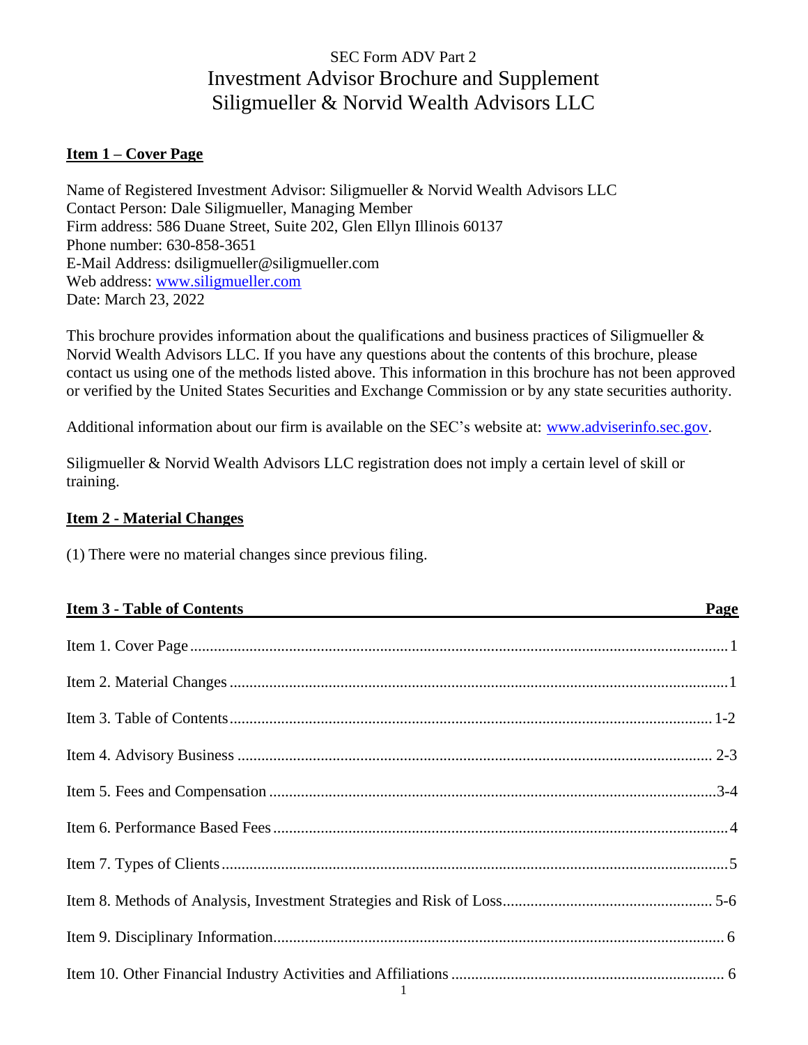# SEC Form ADV Part 2
# Investment Advisor Brochure and Supplement
# Siligmueller & Norvid Wealth Advisors LLC

## Item 1 – Cover Page

Name of Registered Investment Advisor: Siligmueller & Norvid Wealth Advisors LLC
Contact Person: Dale Siligmueller, Managing Member
Firm address: 586 Duane Street, Suite 202, Glen Ellyn Illinois 60137
Phone number: 630-858-3651
E-Mail Address: dsiligmueller@siligmueller.com
Web address: [www.siligmueller.com](http://www.siligmueller.com)
Date: March 23, 2022

This brochure provides information about the qualifications and business practices of Siligmueller & Norvid Wealth Advisors LLC. If you have any questions about the contents of this brochure, please contact us using one of the methods listed above. This information in this brochure has not been approved or verified by the United States Securities and Exchange Commission or by any state securities authority.

Additional information about our firm is available on the SEC's website at: [www.adviserinfo.sec.gov](http://www.adviserinfo.sec.gov).

Siligmueller & Norvid Wealth Advisors LLC registration does not imply a certain level of skill or training.

## Item 2 - Material Changes

(1) There were no material changes since previous filing.

## Item 3 - Table of Contents

| Item | Page |
|---|---|
| Item 1. Cover Page | 1 |
| Item 2. Material Changes | 1 |
| Item 3. Table of Contents | 1-2 |
| Item 4. Advisory Business | 2-3 |
| Item 5. Fees and Compensation | 3-4 |
| Item 6. Performance Based Fees | 4 |
| Item 7. Types of Clients | 5 |
| Item 8. Methods of Analysis, Investment Strategies and Risk of Loss | 5-6 |
| Item 9. Disciplinary Information | 6 |
| Item 10. Other Financial Industry Activities and Affiliations | 6 |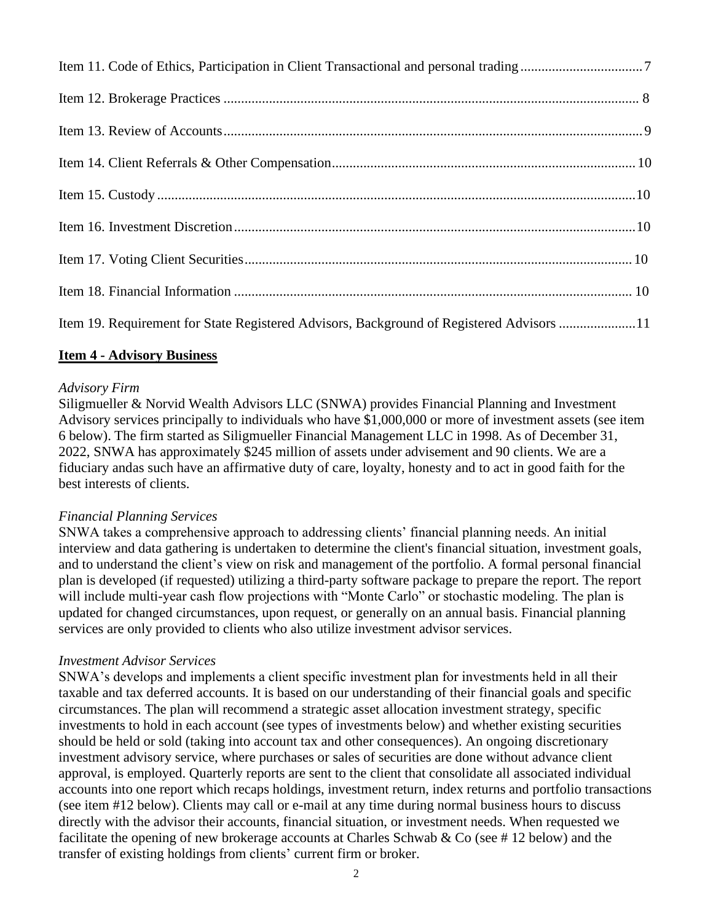Item 11. Code of Ethics, Participation in Client Transactional and personal trading .......... 7

Item 12. Brokerage Practices .......... 8

Item 13. Review of Accounts .......... 9

Item 14. Client Referrals & Other Compensation .......... 10

Item 15. Custody .......... 10

Item 16. Investment Discretion .......... 10

Item 17. Voting Client Securities .......... 10

Item 18. Financial Information .......... 10

Item 19. Requirement for State Registered Advisors, Background of Registered Advisors .......... 11

## Item 4 - Advisory Business

*Advisory Firm*

Siligmueller & Norvid Wealth Advisors LLC (SNWA) provides Financial Planning and Investment Advisory services principally to individuals who have $1,000,000 or more of investment assets (see item 6 below). The firm started as Siligmueller Financial Management LLC in 1998. As of December 31, 2022, SNWA has approximately $245 million of assets under advisement and 90 clients. We are a fiduciary andas such have an affirmative duty of care, loyalty, honesty and to act in good faith for the best interests of clients.

*Financial Planning Services*

SNWA takes a comprehensive approach to addressing clients' financial planning needs. An initial interview and data gathering is undertaken to determine the client's financial situation, investment goals, and to understand the client's view on risk and management of the portfolio. A formal personal financial plan is developed (if requested) utilizing a third-party software package to prepare the report. The report will include multi-year cash flow projections with "Monte Carlo" or stochastic modeling. The plan is updated for changed circumstances, upon request, or generally on an annual basis. Financial planning services are only provided to clients who also utilize investment advisor services.

*Investment Advisor Services*

SNWA's develops and implements a client specific investment plan for investments held in all their taxable and tax deferred accounts. It is based on our understanding of their financial goals and specific circumstances. The plan will recommend a strategic asset allocation investment strategy, specific investments to hold in each account (see types of investments below) and whether existing securities should be held or sold (taking into account tax and other consequences). An ongoing discretionary investment advisory service, where purchases or sales of securities are done without advance client approval, is employed. Quarterly reports are sent to the client that consolidate all associated individual accounts into one report which recaps holdings, investment return, index returns and portfolio transactions (see item #12 below). Clients may call or e-mail at any time during normal business hours to discuss directly with the advisor their accounts, financial situation, or investment needs. When requested we facilitate the opening of new brokerage accounts at Charles Schwab & Co (see # 12 below) and the transfer of existing holdings from clients' current firm or broker.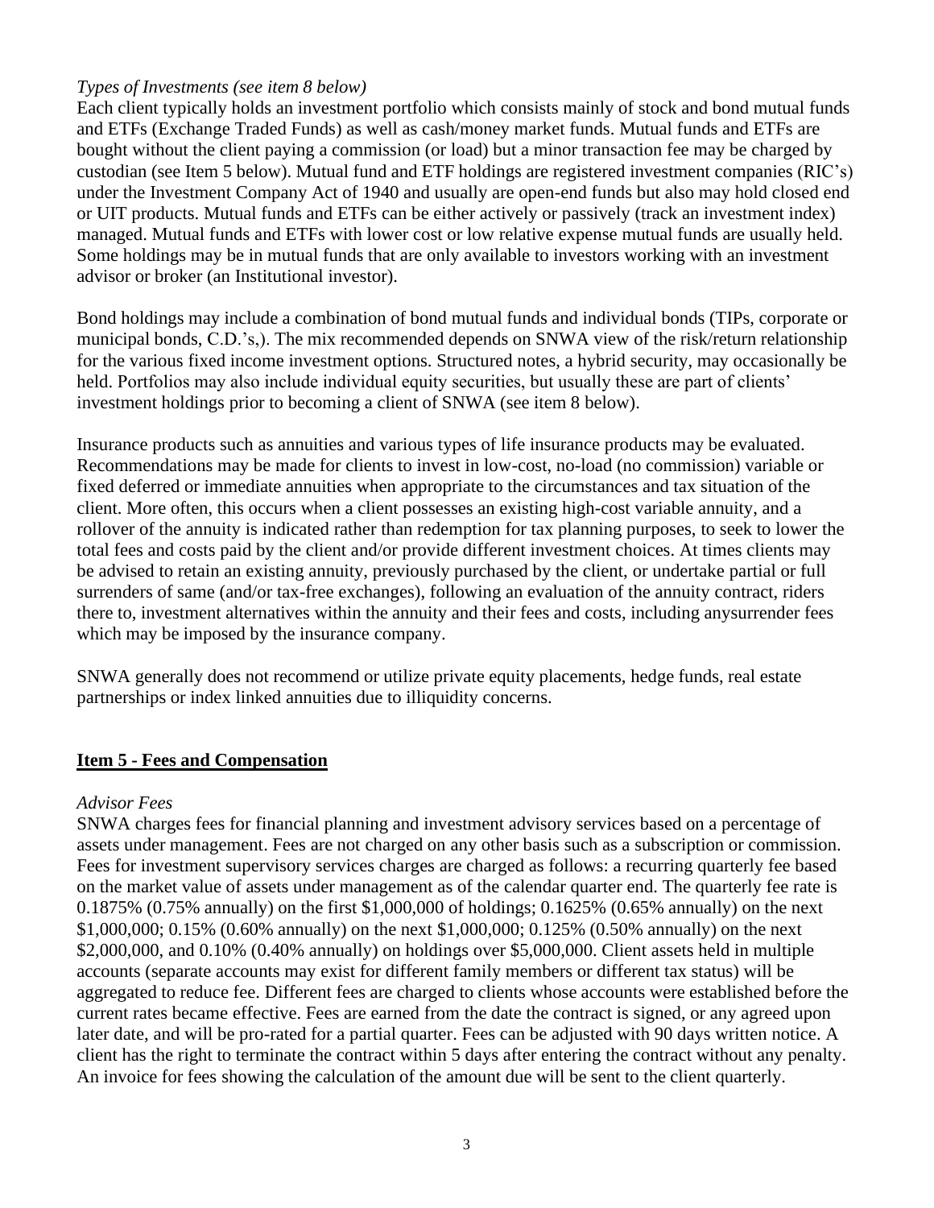*Types of Investments (see item 8 below)*

Each client typically holds an investment portfolio which consists mainly of stock and bond mutual funds and ETFs (Exchange Traded Funds) as well as cash/money market funds. Mutual funds and ETFs are bought without the client paying a commission (or load) but a minor transaction fee may be charged by custodian (see Item 5 below). Mutual fund and ETF holdings are registered investment companies (RIC's) under the Investment Company Act of 1940 and usually are open-end funds but also may hold closed end or UIT products. Mutual funds and ETFs can be either actively or passively (track an investment index) managed. Mutual funds and ETFs with lower cost or low relative expense mutual funds are usually held. Some holdings may be in mutual funds that are only available to investors working with an investment advisor or broker (an Institutional investor).

Bond holdings may include a combination of bond mutual funds and individual bonds (TIPs, corporate or municipal bonds, C.D.'s,). The mix recommended depends on SNWA view of the risk/return relationship for the various fixed income investment options. Structured notes, a hybrid security, may occasionally be held. Portfolios may also include individual equity securities, but usually these are part of clients' investment holdings prior to becoming a client of SNWA (see item 8 below).

Insurance products such as annuities and various types of life insurance products may be evaluated. Recommendations may be made for clients to invest in low-cost, no-load (no commission) variable or fixed deferred or immediate annuities when appropriate to the circumstances and tax situation of the client. More often, this occurs when a client possesses an existing high-cost variable annuity, and a rollover of the annuity is indicated rather than redemption for tax planning purposes, to seek to lower the total fees and costs paid by the client and/or provide different investment choices. At times clients may be advised to retain an existing annuity, previously purchased by the client, or undertake partial or full surrenders of same (and/or tax-free exchanges), following an evaluation of the annuity contract, riders there to, investment alternatives within the annuity and their fees and costs, including anysurrender fees which may be imposed by the insurance company.

SNWA generally does not recommend or utilize private equity placements, hedge funds, real estate partnerships or index linked annuities due to illiquidity concerns.

## Item 5 - Fees and Compensation

*Advisor Fees*

SNWA charges fees for financial planning and investment advisory services based on a percentage of assets under management. Fees are not charged on any other basis such as a subscription or commission. Fees for investment supervisory services charges are charged as follows: a recurring quarterly fee based on the market value of assets under management as of the calendar quarter end. The quarterly fee rate is 0.1875% (0.75% annually) on the first $1,000,000 of holdings; 0.1625% (0.65% annually) on the next $1,000,000; 0.15% (0.60% annually) on the next $1,000,000; 0.125% (0.50% annually) on the next $2,000,000, and 0.10% (0.40% annually) on holdings over $5,000,000. Client assets held in multiple accounts (separate accounts may exist for different family members or different tax status) will be aggregated to reduce fee. Different fees are charged to clients whose accounts were established before the current rates became effective. Fees are earned from the date the contract is signed, or any agreed upon later date, and will be pro-rated for a partial quarter. Fees can be adjusted with 90 days written notice. A client has the right to terminate the contract within 5 days after entering the contract without any penalty. An invoice for fees showing the calculation of the amount due will be sent to the client quarterly.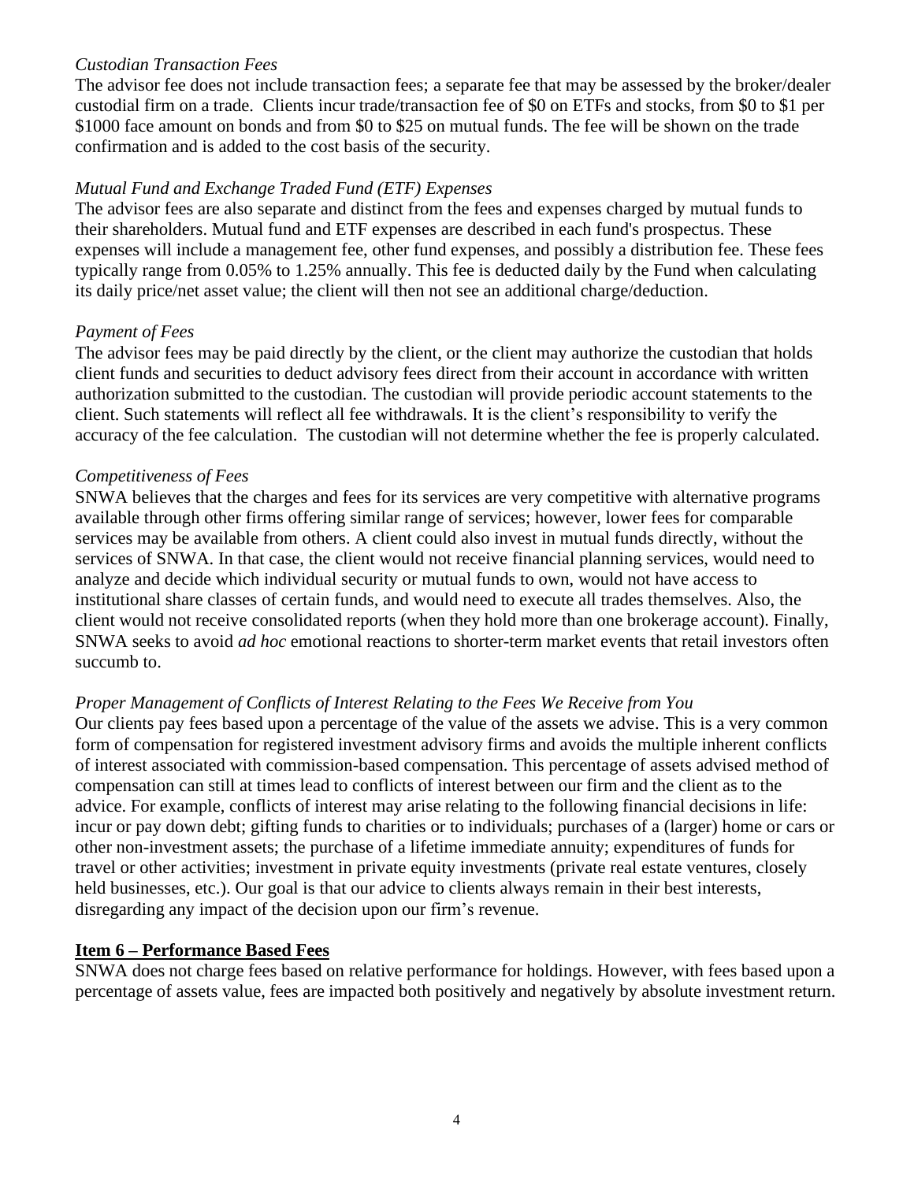*Custodian Transaction Fees*

The advisor fee does not include transaction fees; a separate fee that may be assessed by the broker/dealer custodial firm on a trade. Clients incur trade/transaction fee of $0 on ETFs and stocks, from $0 to $1 per $1000 face amount on bonds and from $0 to $25 on mutual funds. The fee will be shown on the trade confirmation and is added to the cost basis of the security.

*Mutual Fund and Exchange Traded Fund (ETF) Expenses*

The advisor fees are also separate and distinct from the fees and expenses charged by mutual funds to their shareholders. Mutual fund and ETF expenses are described in each fund's prospectus. These expenses will include a management fee, other fund expenses, and possibly a distribution fee. These fees typically range from 0.05% to 1.25% annually. This fee is deducted daily by the Fund when calculating its daily price/net asset value; the client will then not see an additional charge/deduction.

*Payment of Fees*

The advisor fees may be paid directly by the client, or the client may authorize the custodian that holds client funds and securities to deduct advisory fees direct from their account in accordance with written authorization submitted to the custodian. The custodian will provide periodic account statements to the client. Such statements will reflect all fee withdrawals. It is the client's responsibility to verify the accuracy of the fee calculation. The custodian will not determine whether the fee is properly calculated.

*Competitiveness of Fees*

SNWA believes that the charges and fees for its services are very competitive with alternative programs available through other firms offering similar range of services; however, lower fees for comparable services may be available from others. A client could also invest in mutual funds directly, without the services of SNWA. In that case, the client would not receive financial planning services, would need to analyze and decide which individual security or mutual funds to own, would not have access to institutional share classes of certain funds, and would need to execute all trades themselves. Also, the client would not receive consolidated reports (when they hold more than one brokerage account). Finally, SNWA seeks to avoid *ad hoc* emotional reactions to shorter-term market events that retail investors often succumb to.

*Proper Management of Conflicts of Interest Relating to the Fees We Receive from You*

Our clients pay fees based upon a percentage of the value of the assets we advise. This is a very common form of compensation for registered investment advisory firms and avoids the multiple inherent conflicts of interest associated with commission-based compensation. This percentage of assets advised method of compensation can still at times lead to conflicts of interest between our firm and the client as to the advice. For example, conflicts of interest may arise relating to the following financial decisions in life: incur or pay down debt; gifting funds to charities or to individuals; purchases of a (larger) home or cars or other non-investment assets; the purchase of a lifetime immediate annuity; expenditures of funds for travel or other activities; investment in private equity investments (private real estate ventures, closely held businesses, etc.). Our goal is that our advice to clients always remain in their best interests, disregarding any impact of the decision upon our firm's revenue.

## Item 6 – Performance Based Fees

SNWA does not charge fees based on relative performance for holdings. However, with fees based upon a percentage of assets value, fees are impacted both positively and negatively by absolute investment return.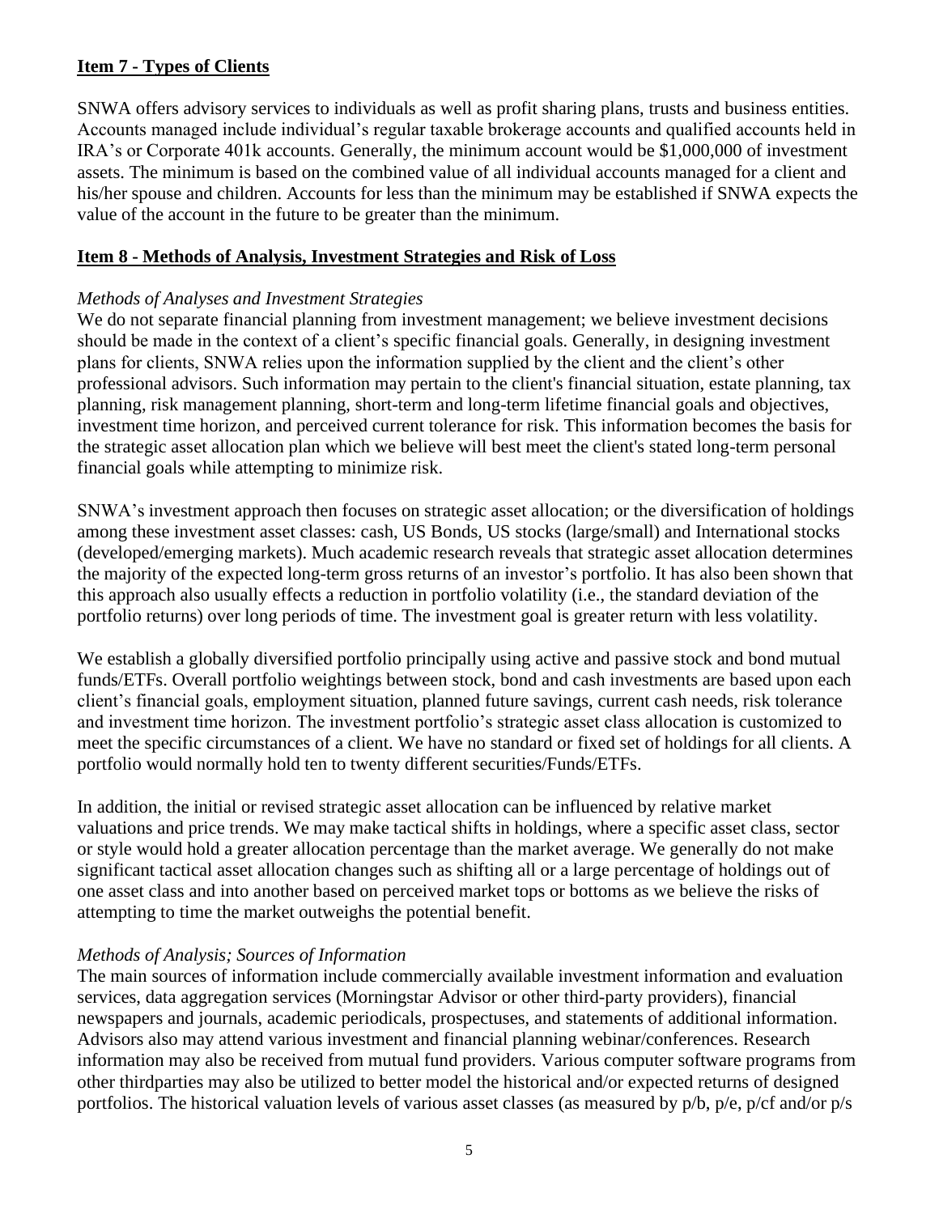## **Item 7 - Types of Clients**

SNWA offers advisory services to individuals as well as profit sharing plans, trusts and business entities. Accounts managed include individual's regular taxable brokerage accounts and qualified accounts held in IRA's or Corporate 401k accounts. Generally, the minimum account would be $1,000,000 of investment assets. The minimum is based on the combined value of all individual accounts managed for a client and his/her spouse and children. Accounts for less than the minimum may be established if SNWA expects the value of the account in the future to be greater than the minimum.

## **Item 8 - Methods of Analysis, Investment Strategies and Risk of Loss**

*Methods of Analyses and Investment Strategies*

We do not separate financial planning from investment management; we believe investment decisions should be made in the context of a client's specific financial goals. Generally, in designing investment plans for clients, SNWA relies upon the information supplied by the client and the client's other professional advisors. Such information may pertain to the client's financial situation, estate planning, tax planning, risk management planning, short-term and long-term lifetime financial goals and objectives, investment time horizon, and perceived current tolerance for risk. This information becomes the basis for the strategic asset allocation plan which we believe will best meet the client's stated long-term personal financial goals while attempting to minimize risk.

SNWA's investment approach then focuses on strategic asset allocation; or the diversification of holdings among these investment asset classes: cash, US Bonds, US stocks (large/small) and International stocks (developed/emerging markets). Much academic research reveals that strategic asset allocation determines the majority of the expected long-term gross returns of an investor's portfolio. It has also been shown that this approach also usually effects a reduction in portfolio volatility (i.e., the standard deviation of the portfolio returns) over long periods of time. The investment goal is greater return with less volatility.

We establish a globally diversified portfolio principally using active and passive stock and bond mutual funds/ETFs. Overall portfolio weightings between stock, bond and cash investments are based upon each client's financial goals, employment situation, planned future savings, current cash needs, risk tolerance and investment time horizon. The investment portfolio's strategic asset class allocation is customized to meet the specific circumstances of a client. We have no standard or fixed set of holdings for all clients. A portfolio would normally hold ten to twenty different securities/Funds/ETFs.

In addition, the initial or revised strategic asset allocation can be influenced by relative market valuations and price trends. We may make tactical shifts in holdings, where a specific asset class, sector or style would hold a greater allocation percentage than the market average. We generally do not make significant tactical asset allocation changes such as shifting all or a large percentage of holdings out of one asset class and into another based on perceived market tops or bottoms as we believe the risks of attempting to time the market outweighs the potential benefit.

*Methods of Analysis; Sources of Information*

The main sources of information include commercially available investment information and evaluation services, data aggregation services (Morningstar Advisor or other third-party providers), financial newspapers and journals, academic periodicals, prospectuses, and statements of additional information. Advisors also may attend various investment and financial planning webinar/conferences. Research information may also be received from mutual fund providers. Various computer software programs from other thirdparties may also be utilized to better model the historical and/or expected returns of designed portfolios. The historical valuation levels of various asset classes (as measured by p/b, p/e, p/cf and/or p/s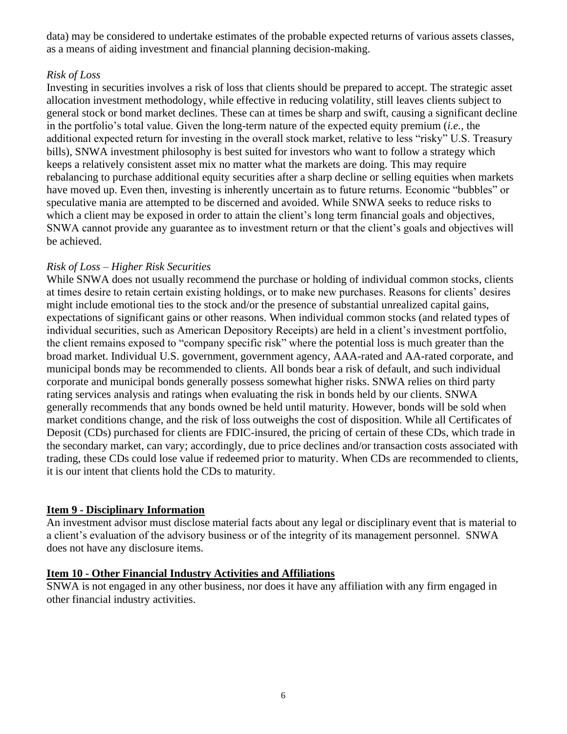data) may be considered to undertake estimates of the probable expected returns of various assets classes, as a means of aiding investment and financial planning decision-making.

*Risk of Loss*

Investing in securities involves a risk of loss that clients should be prepared to accept. The strategic asset allocation investment methodology, while effective in reducing volatility, still leaves clients subject to general stock or bond market declines. These can at times be sharp and swift, causing a significant decline in the portfolio's total value. Given the long-term nature of the expected equity premium (*i.e.*, the additional expected return for investing in the overall stock market, relative to less "risky" U.S. Treasury bills), SNWA investment philosophy is best suited for investors who want to follow a strategy which keeps a relatively consistent asset mix no matter what the markets are doing. This may require rebalancing to purchase additional equity securities after a sharp decline or selling equities when markets have moved up. Even then, investing is inherently uncertain as to future returns. Economic "bubbles" or speculative mania are attempted to be discerned and avoided. While SNWA seeks to reduce risks to which a client may be exposed in order to attain the client's long term financial goals and objectives, SNWA cannot provide any guarantee as to investment return or that the client's goals and objectives will be achieved.

*Risk of Loss – Higher Risk Securities*

While SNWA does not usually recommend the purchase or holding of individual common stocks, clients at times desire to retain certain existing holdings, or to make new purchases. Reasons for clients' desires might include emotional ties to the stock and/or the presence of substantial unrealized capital gains, expectations of significant gains or other reasons. When individual common stocks (and related types of individual securities, such as American Depository Receipts) are held in a client's investment portfolio, the client remains exposed to "company specific risk" where the potential loss is much greater than the broad market. Individual U.S. government, government agency, AAA-rated and AA-rated corporate, and municipal bonds may be recommended to clients. All bonds bear a risk of default, and such individual corporate and municipal bonds generally possess somewhat higher risks. SNWA relies on third party rating services analysis and ratings when evaluating the risk in bonds held by our clients. SNWA generally recommends that any bonds owned be held until maturity. However, bonds will be sold when market conditions change, and the risk of loss outweighs the cost of disposition. While all Certificates of Deposit (CDs) purchased for clients are FDIC-insured, the pricing of certain of these CDs, which trade in the secondary market, can vary; accordingly, due to price declines and/or transaction costs associated with trading, these CDs could lose value if redeemed prior to maturity. When CDs are recommended to clients, it is our intent that clients hold the CDs to maturity.

## Item 9 - Disciplinary Information

An investment advisor must disclose material facts about any legal or disciplinary event that is material to a client's evaluation of the advisory business or of the integrity of its management personnel. SNWA does not have any disclosure items.

## Item 10 - Other Financial Industry Activities and Affiliations

SNWA is not engaged in any other business, nor does it have any affiliation with any firm engaged in other financial industry activities.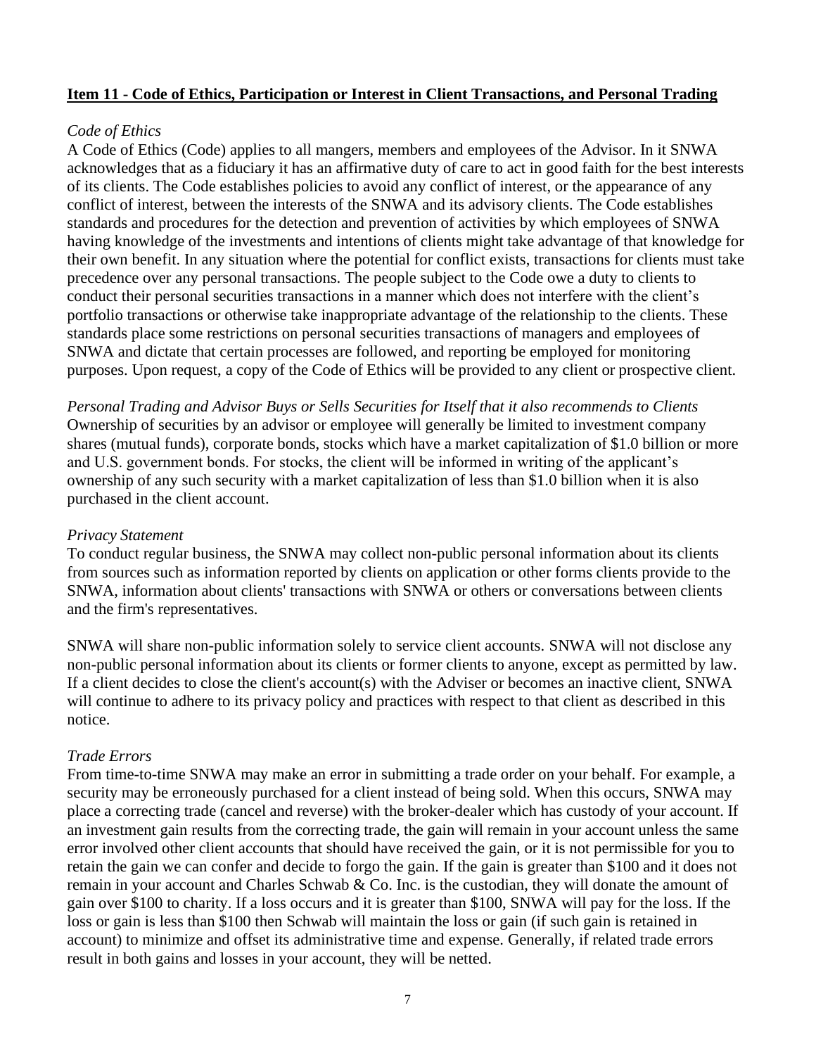## **Item 11 - Code of Ethics, Participation or Interest in Client Transactions, and Personal Trading**

*Code of Ethics*

A Code of Ethics (Code) applies to all mangers, members and employees of the Advisor. In it SNWA acknowledges that as a fiduciary it has an affirmative duty of care to act in good faith for the best interests of its clients. The Code establishes policies to avoid any conflict of interest, or the appearance of any conflict of interest, between the interests of the SNWA and its advisory clients. The Code establishes standards and procedures for the detection and prevention of activities by which employees of SNWA having knowledge of the investments and intentions of clients might take advantage of that knowledge for their own benefit. In any situation where the potential for conflict exists, transactions for clients must take precedence over any personal transactions. The people subject to the Code owe a duty to clients to conduct their personal securities transactions in a manner which does not interfere with the client's portfolio transactions or otherwise take inappropriate advantage of the relationship to the clients. These standards place some restrictions on personal securities transactions of managers and employees of SNWA and dictate that certain processes are followed, and reporting be employed for monitoring purposes. Upon request, a copy of the Code of Ethics will be provided to any client or prospective client.

*Personal Trading and Advisor Buys or Sells Securities for Itself that it also recommends to Clients*

Ownership of securities by an advisor or employee will generally be limited to investment company shares (mutual funds), corporate bonds, stocks which have a market capitalization of $1.0 billion or more and U.S. government bonds. For stocks, the client will be informed in writing of the applicant's ownership of any such security with a market capitalization of less than $1.0 billion when it is also purchased in the client account.

*Privacy Statement*

To conduct regular business, the SNWA may collect non-public personal information about its clients from sources such as information reported by clients on application or other forms clients provide to the SNWA, information about clients' transactions with SNWA or others or conversations between clients and the firm's representatives.

SNWA will share non-public information solely to service client accounts. SNWA will not disclose any non-public personal information about its clients or former clients to anyone, except as permitted by law. If a client decides to close the client's account(s) with the Adviser or becomes an inactive client, SNWA will continue to adhere to its privacy policy and practices with respect to that client as described in this notice.

*Trade Errors*

From time-to-time SNWA may make an error in submitting a trade order on your behalf. For example, a security may be erroneously purchased for a client instead of being sold. When this occurs, SNWA may place a correcting trade (cancel and reverse) with the broker-dealer which has custody of your account. If an investment gain results from the correcting trade, the gain will remain in your account unless the same error involved other client accounts that should have received the gain, or it is not permissible for you to retain the gain we can confer and decide to forgo the gain. If the gain is greater than $100 and it does not remain in your account and Charles Schwab & Co. Inc. is the custodian, they will donate the amount of gain over $100 to charity. If a loss occurs and it is greater than $100, SNWA will pay for the loss. If the loss or gain is less than $100 then Schwab will maintain the loss or gain (if such gain is retained in account) to minimize and offset its administrative time and expense. Generally, if related trade errors result in both gains and losses in your account, they will be netted.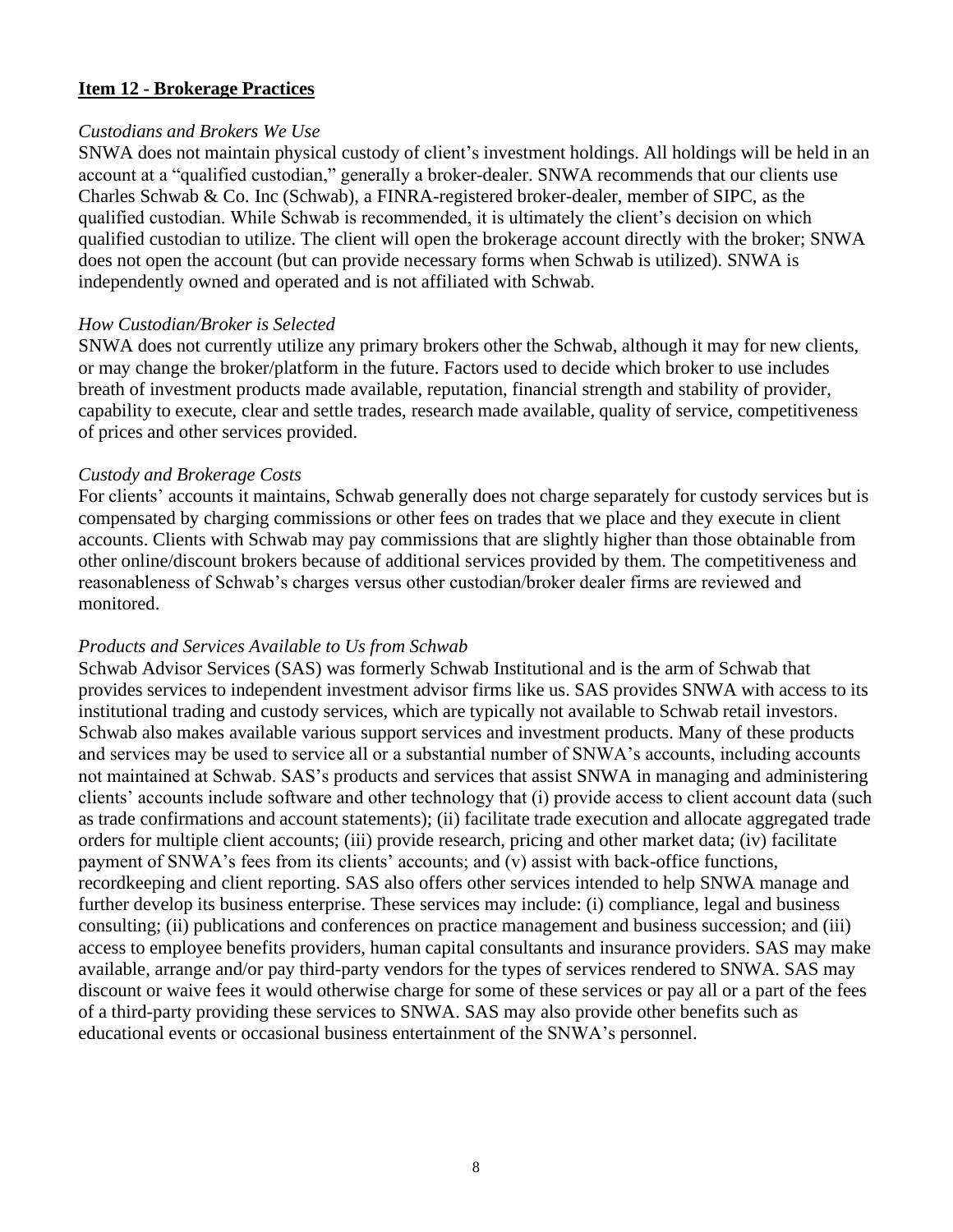## Item 12 - Brokerage Practices

*Custodians and Brokers We Use*

SNWA does not maintain physical custody of client's investment holdings. All holdings will be held in an account at a "qualified custodian," generally a broker-dealer. SNWA recommends that our clients use Charles Schwab & Co. Inc (Schwab), a FINRA-registered broker-dealer, member of SIPC, as the qualified custodian. While Schwab is recommended, it is ultimately the client's decision on which qualified custodian to utilize. The client will open the brokerage account directly with the broker; SNWA does not open the account (but can provide necessary forms when Schwab is utilized). SNWA is independently owned and operated and is not affiliated with Schwab.

*How Custodian/Broker is Selected*

SNWA does not currently utilize any primary brokers other the Schwab, although it may for new clients, or may change the broker/platform in the future. Factors used to decide which broker to use includes breath of investment products made available, reputation, financial strength and stability of provider, capability to execute, clear and settle trades, research made available, quality of service, competitiveness of prices and other services provided.

*Custody and Brokerage Costs*

For clients' accounts it maintains, Schwab generally does not charge separately for custody services but is compensated by charging commissions or other fees on trades that we place and they execute in client accounts. Clients with Schwab may pay commissions that are slightly higher than those obtainable from other online/discount brokers because of additional services provided by them. The competitiveness and reasonableness of Schwab's charges versus other custodian/broker dealer firms are reviewed and monitored.

*Products and Services Available to Us from Schwab*

Schwab Advisor Services (SAS) was formerly Schwab Institutional and is the arm of Schwab that provides services to independent investment advisor firms like us. SAS provides SNWA with access to its institutional trading and custody services, which are typically not available to Schwab retail investors. Schwab also makes available various support services and investment products. Many of these products and services may be used to service all or a substantial number of SNWA's accounts, including accounts not maintained at Schwab. SAS's products and services that assist SNWA in managing and administering clients' accounts include software and other technology that (i) provide access to client account data (such as trade confirmations and account statements); (ii) facilitate trade execution and allocate aggregated trade orders for multiple client accounts; (iii) provide research, pricing and other market data; (iv) facilitate payment of SNWA's fees from its clients' accounts; and (v) assist with back-office functions, recordkeeping and client reporting. SAS also offers other services intended to help SNWA manage and further develop its business enterprise. These services may include: (i) compliance, legal and business consulting; (ii) publications and conferences on practice management and business succession; and (iii) access to employee benefits providers, human capital consultants and insurance providers. SAS may make available, arrange and/or pay third-party vendors for the types of services rendered to SNWA. SAS may discount or waive fees it would otherwise charge for some of these services or pay all or a part of the fees of a third-party providing these services to SNWA. SAS may also provide other benefits such as educational events or occasional business entertainment of the SNWA's personnel.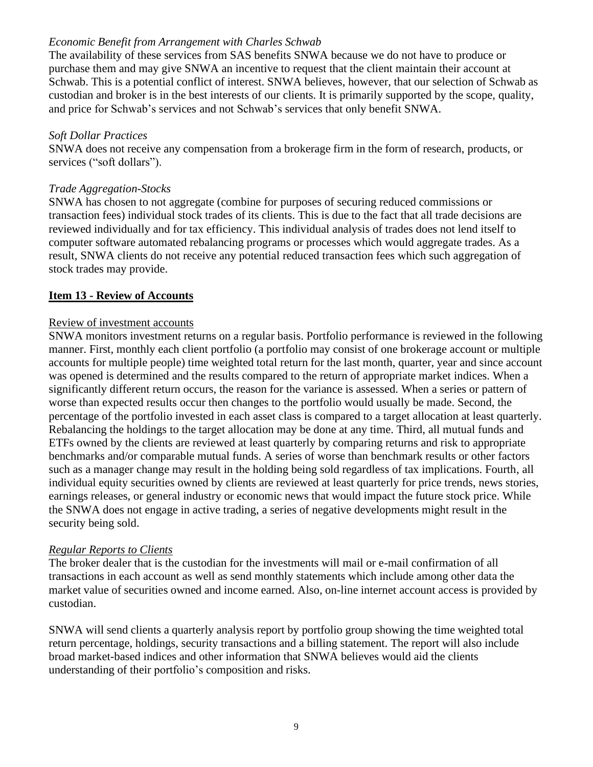*Economic Benefit from Arrangement with Charles Schwab*

The availability of these services from SAS benefits SNWA because we do not have to produce or purchase them and may give SNWA an incentive to request that the client maintain their account at Schwab. This is a potential conflict of interest. SNWA believes, however, that our selection of Schwab as custodian and broker is in the best interests of our clients. It is primarily supported by the scope, quality, and price for Schwab's services and not Schwab's services that only benefit SNWA.

*Soft Dollar Practices*

SNWA does not receive any compensation from a brokerage firm in the form of research, products, or services ("soft dollars").

*Trade Aggregation-Stocks*

SNWA has chosen to not aggregate (combine for purposes of securing reduced commissions or transaction fees) individual stock trades of its clients. This is due to the fact that all trade decisions are reviewed individually and for tax efficiency. This individual analysis of trades does not lend itself to computer software automated rebalancing programs or processes which would aggregate trades. As a result, SNWA clients do not receive any potential reduced transaction fees which such aggregation of stock trades may provide.

## Item 13 - Review of Accounts

Review of investment accounts

SNWA monitors investment returns on a regular basis. Portfolio performance is reviewed in the following manner. First, monthly each client portfolio (a portfolio may consist of one brokerage account or multiple accounts for multiple people) time weighted total return for the last month, quarter, year and since account was opened is determined and the results compared to the return of appropriate market indices. When a significantly different return occurs, the reason for the variance is assessed. When a series or pattern of worse than expected results occur then changes to the portfolio would usually be made. Second, the percentage of the portfolio invested in each asset class is compared to a target allocation at least quarterly. Rebalancing the holdings to the target allocation may be done at any time. Third, all mutual funds and ETFs owned by the clients are reviewed at least quarterly by comparing returns and risk to appropriate benchmarks and/or comparable mutual funds. A series of worse than benchmark results or other factors such as a manager change may result in the holding being sold regardless of tax implications. Fourth, all individual equity securities owned by clients are reviewed at least quarterly for price trends, news stories, earnings releases, or general industry or economic news that would impact the future stock price. While the SNWA does not engage in active trading, a series of negative developments might result in the security being sold.

*Regular Reports to Clients*

The broker dealer that is the custodian for the investments will mail or e-mail confirmation of all transactions in each account as well as send monthly statements which include among other data the market value of securities owned and income earned. Also, on-line internet account access is provided by custodian.

SNWA will send clients a quarterly analysis report by portfolio group showing the time weighted total return percentage, holdings, security transactions and a billing statement. The report will also include broad market-based indices and other information that SNWA believes would aid the clients understanding of their portfolio's composition and risks.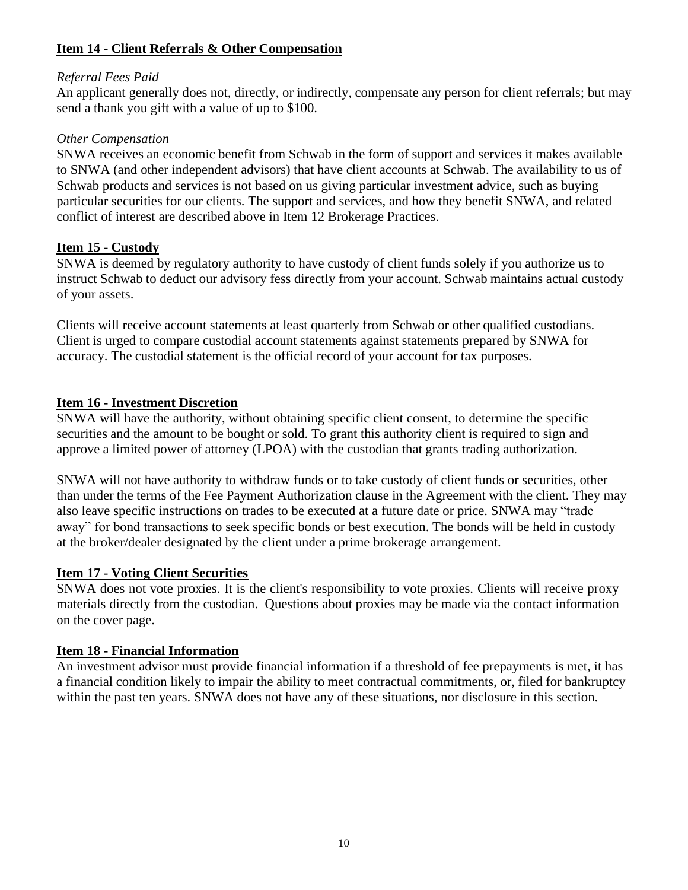## Item 14 - Client Referrals & Other Compensation

*Referral Fees Paid*

An applicant generally does not, directly, or indirectly, compensate any person for client referrals; but may send a thank you gift with a value of up to $100.

*Other Compensation*

SNWA receives an economic benefit from Schwab in the form of support and services it makes available to SNWA (and other independent advisors) that have client accounts at Schwab. The availability to us of Schwab products and services is not based on us giving particular investment advice, such as buying particular securities for our clients. The support and services, and how they benefit SNWA, and related conflict of interest are described above in Item 12 Brokerage Practices.

## Item 15 - Custody

SNWA is deemed by regulatory authority to have custody of client funds solely if you authorize us to instruct Schwab to deduct our advisory fess directly from your account. Schwab maintains actual custody of your assets.

Clients will receive account statements at least quarterly from Schwab or other qualified custodians. Client is urged to compare custodial account statements against statements prepared by SNWA for accuracy. The custodial statement is the official record of your account for tax purposes.

## Item 16 - Investment Discretion

SNWA will have the authority, without obtaining specific client consent, to determine the specific securities and the amount to be bought or sold. To grant this authority client is required to sign and approve a limited power of attorney (LPOA) with the custodian that grants trading authorization.

SNWA will not have authority to withdraw funds or to take custody of client funds or securities, other than under the terms of the Fee Payment Authorization clause in the Agreement with the client. They may also leave specific instructions on trades to be executed at a future date or price. SNWA may "trade away" for bond transactions to seek specific bonds or best execution. The bonds will be held in custody at the broker/dealer designated by the client under a prime brokerage arrangement.

## Item 17 - Voting Client Securities

SNWA does not vote proxies. It is the client's responsibility to vote proxies. Clients will receive proxy materials directly from the custodian. Questions about proxies may be made via the contact information on the cover page.

## Item 18 - Financial Information

An investment advisor must provide financial information if a threshold of fee prepayments is met, it has a financial condition likely to impair the ability to meet contractual commitments, or, filed for bankruptcy within the past ten years. SNWA does not have any of these situations, nor disclosure in this section.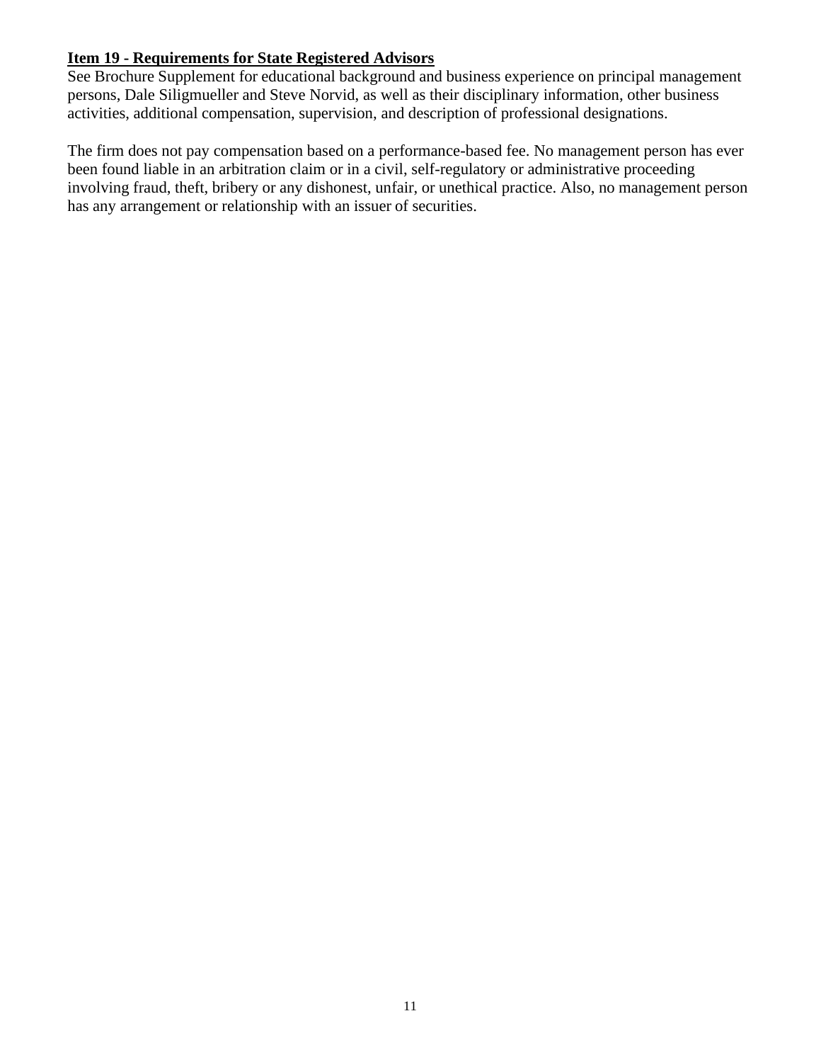**Item 19 - Requirements for State Registered Advisors**

See Brochure Supplement for educational background and business experience on principal management persons, Dale Siligmueller and Steve Norvid, as well as their disciplinary information, other business activities, additional compensation, supervision, and description of professional designations.

The firm does not pay compensation based on a performance-based fee. No management person has ever been found liable in an arbitration claim or in a civil, self-regulatory or administrative proceeding involving fraud, theft, bribery or any dishonest, unfair, or unethical practice. Also, no management person has any arrangement or relationship with an issuer of securities.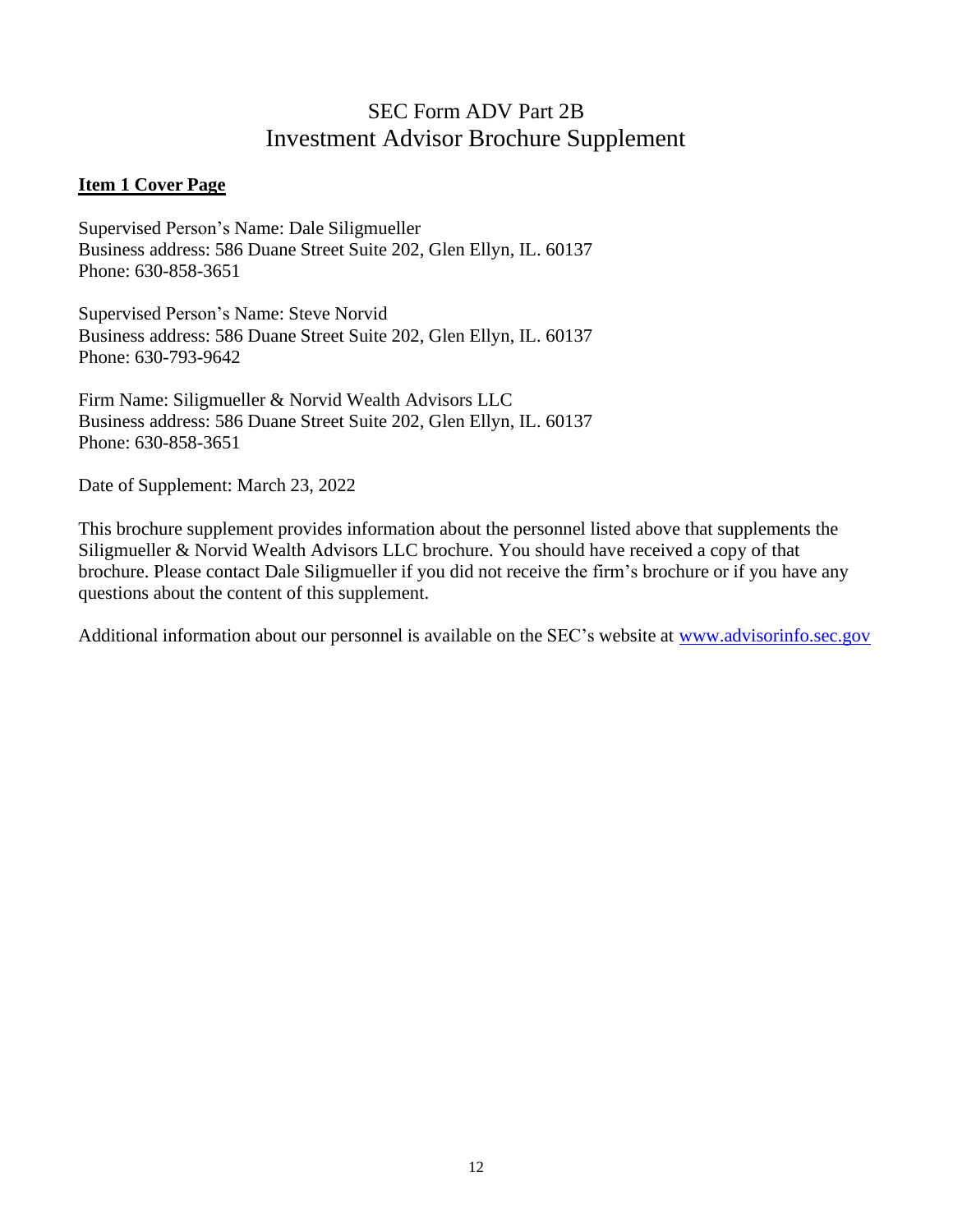# SEC Form ADV Part 2B
# Investment Advisor Brochure Supplement

**Item 1 Cover Page**

Supervised Person's Name: Dale Siligmueller
Business address: 586 Duane Street Suite 202, Glen Ellyn, IL. 60137
Phone: 630-858-3651

Supervised Person's Name: Steve Norvid
Business address: 586 Duane Street Suite 202, Glen Ellyn, IL. 60137
Phone: 630-793-9642

Firm Name: Siligmueller & Norvid Wealth Advisors LLC
Business address: 586 Duane Street Suite 202, Glen Ellyn, IL. 60137
Phone: 630-858-3651

Date of Supplement: March 23, 2022

This brochure supplement provides information about the personnel listed above that supplements the Siligmueller & Norvid Wealth Advisors LLC brochure. You should have received a copy of that brochure. Please contact Dale Siligmueller if you did not receive the firm's brochure or if you have any questions about the content of this supplement.

Additional information about our personnel is available on the SEC's website at [www.advisorinfo.sec.gov](http://www.advisorinfo.sec.gov)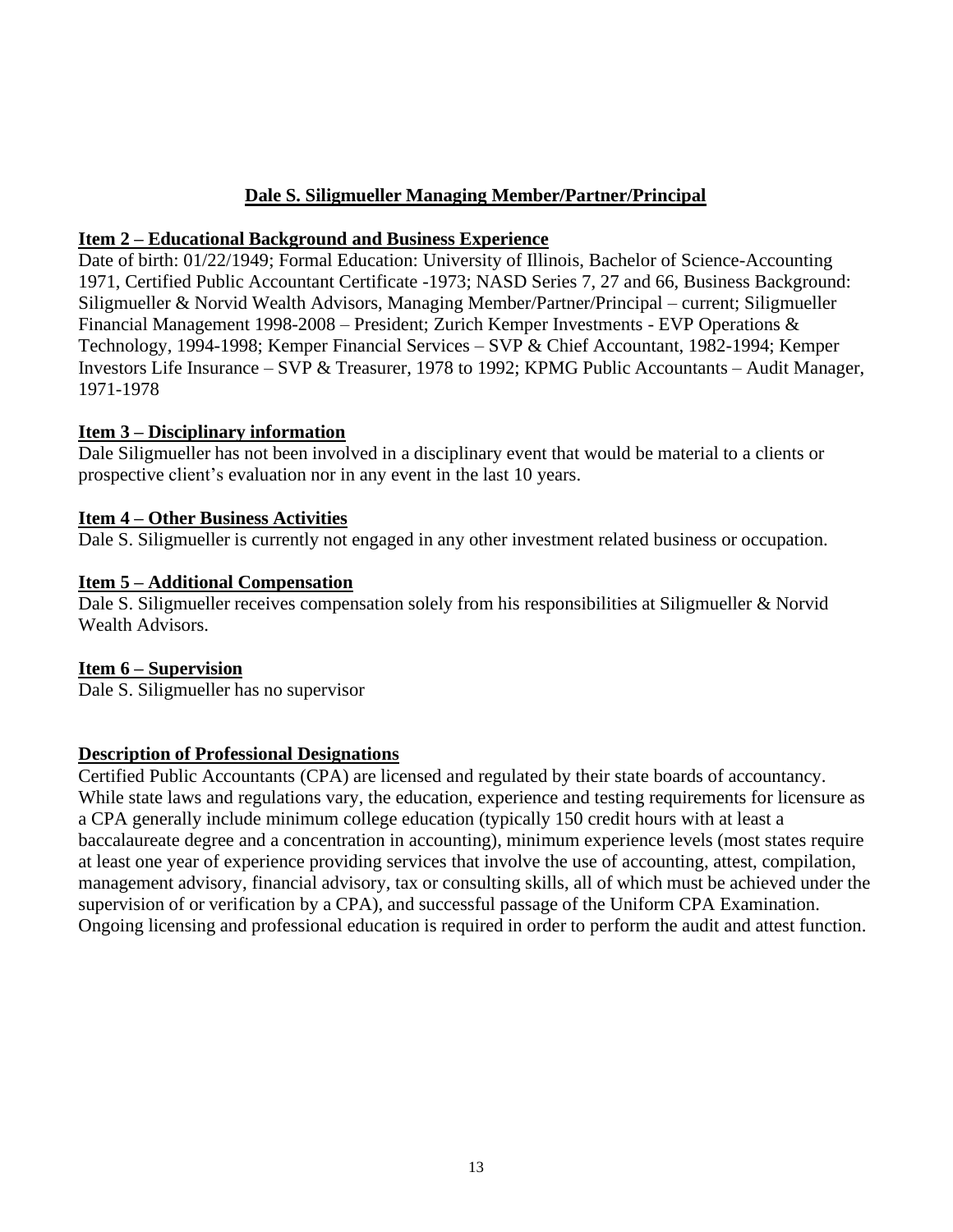## Dale S. Siligmueller Managing Member/Partner/Principal

### Item 2 – Educational Background and Business Experience

Date of birth: 01/22/1949; Formal Education: University of Illinois, Bachelor of Science-Accounting 1971, Certified Public Accountant Certificate -1973; NASD Series 7, 27 and 66, Business Background: Siligmueller & Norvid Wealth Advisors, Managing Member/Partner/Principal – current; Siligmueller Financial Management 1998-2008 – President; Zurich Kemper Investments - EVP Operations & Technology, 1994-1998; Kemper Financial Services – SVP & Chief Accountant, 1982-1994; Kemper Investors Life Insurance – SVP & Treasurer, 1978 to 1992; KPMG Public Accountants – Audit Manager, 1971-1978

### Item 3 – Disciplinary information

Dale Siligmueller has not been involved in a disciplinary event that would be material to a clients or prospective client's evaluation nor in any event in the last 10 years.

### Item 4 – Other Business Activities

Dale S. Siligmueller is currently not engaged in any other investment related business or occupation.

### Item 5 – Additional Compensation

Dale S. Siligmueller receives compensation solely from his responsibilities at Siligmueller & Norvid Wealth Advisors.

### Item 6 – Supervision

Dale S. Siligmueller has no supervisor

### Description of Professional Designations

Certified Public Accountants (CPA) are licensed and regulated by their state boards of accountancy. While state laws and regulations vary, the education, experience and testing requirements for licensure as a CPA generally include minimum college education (typically 150 credit hours with at least a baccalaureate degree and a concentration in accounting), minimum experience levels (most states require at least one year of experience providing services that involve the use of accounting, attest, compilation, management advisory, financial advisory, tax or consulting skills, all of which must be achieved under the supervision of or verification by a CPA), and successful passage of the Uniform CPA Examination. Ongoing licensing and professional education is required in order to perform the audit and attest function.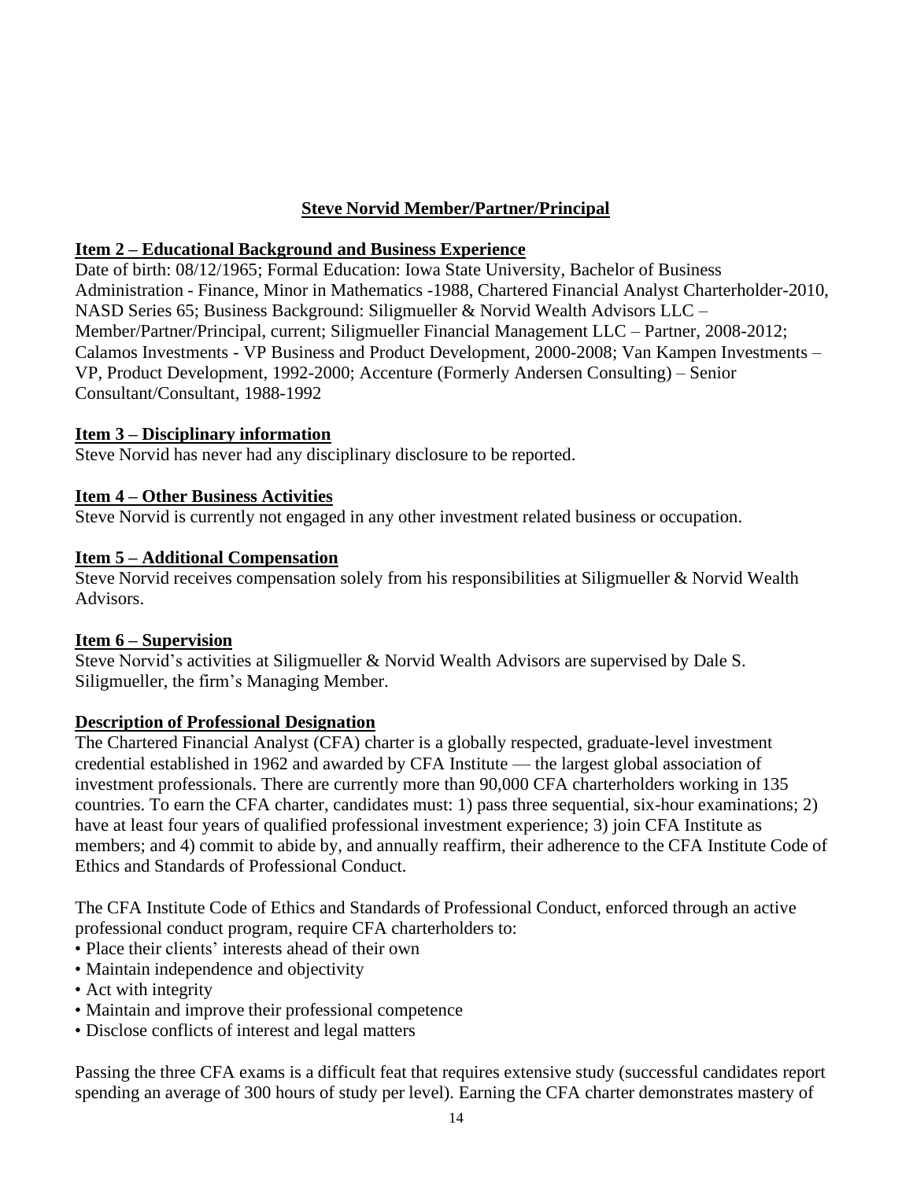## Steve Norvid Member/Partner/Principal

### Item 2 – Educational Background and Business Experience

Date of birth: 08/12/1965; Formal Education: Iowa State University, Bachelor of Business Administration - Finance, Minor in Mathematics -1988, Chartered Financial Analyst Charterholder-2010, NASD Series 65; Business Background: Siligmueller & Norvid Wealth Advisors LLC – Member/Partner/Principal, current; Siligmueller Financial Management LLC – Partner, 2008-2012; Calamos Investments - VP Business and Product Development, 2000-2008; Van Kampen Investments – VP, Product Development, 1992-2000; Accenture (Formerly Andersen Consulting) – Senior Consultant/Consultant, 1988-1992

### Item 3 – Disciplinary information

Steve Norvid has never had any disciplinary disclosure to be reported.

### Item 4 – Other Business Activities

Steve Norvid is currently not engaged in any other investment related business or occupation.

### Item 5 – Additional Compensation

Steve Norvid receives compensation solely from his responsibilities at Siligmueller & Norvid Wealth Advisors.

### Item 6 – Supervision

Steve Norvid's activities at Siligmueller & Norvid Wealth Advisors are supervised by Dale S. Siligmueller, the firm's Managing Member.

### Description of Professional Designation

The Chartered Financial Analyst (CFA) charter is a globally respected, graduate-level investment credential established in 1962 and awarded by CFA Institute — the largest global association of investment professionals. There are currently more than 90,000 CFA charterholders working in 135 countries. To earn the CFA charter, candidates must: 1) pass three sequential, six-hour examinations; 2) have at least four years of qualified professional investment experience; 3) join CFA Institute as members; and 4) commit to abide by, and annually reaffirm, their adherence to the CFA Institute Code of Ethics and Standards of Professional Conduct.

The CFA Institute Code of Ethics and Standards of Professional Conduct, enforced through an active professional conduct program, require CFA charterholders to:

- Place their clients' interests ahead of their own
- Maintain independence and objectivity
- Act with integrity
- Maintain and improve their professional competence
- Disclose conflicts of interest and legal matters

Passing the three CFA exams is a difficult feat that requires extensive study (successful candidates report spending an average of 300 hours of study per level). Earning the CFA charter demonstrates mastery of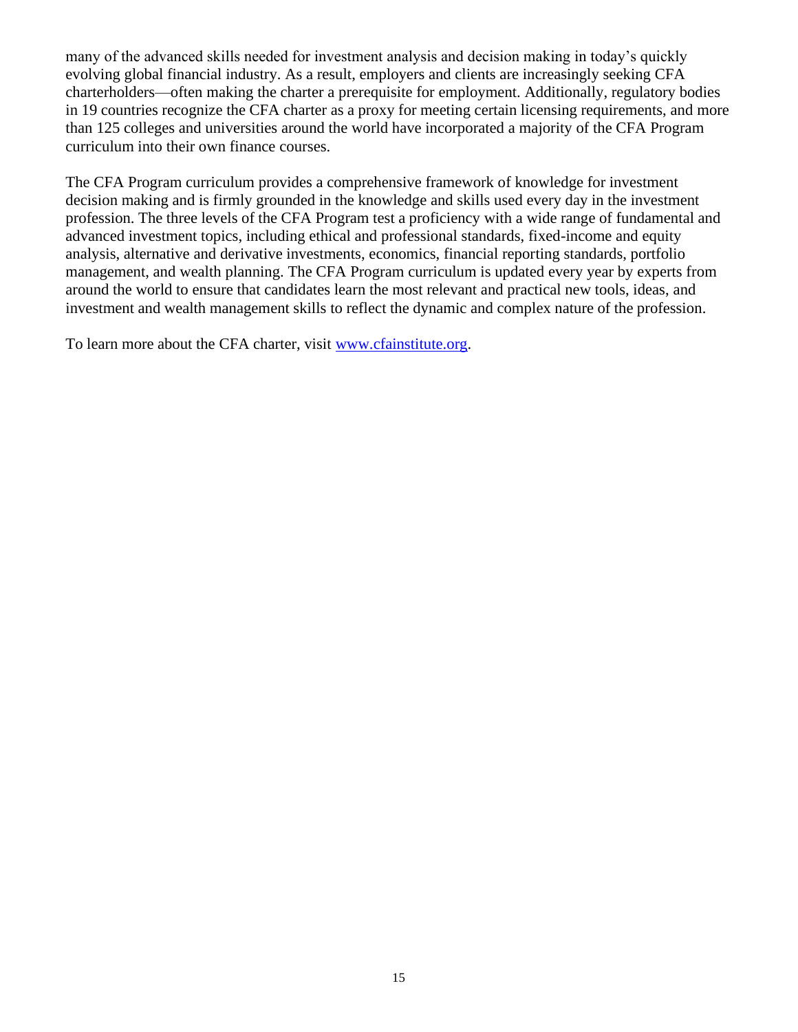many of the advanced skills needed for investment analysis and decision making in today's quickly evolving global financial industry. As a result, employers and clients are increasingly seeking CFA charterholders—often making the charter a prerequisite for employment. Additionally, regulatory bodies in 19 countries recognize the CFA charter as a proxy for meeting certain licensing requirements, and more than 125 colleges and universities around the world have incorporated a majority of the CFA Program curriculum into their own finance courses.

The CFA Program curriculum provides a comprehensive framework of knowledge for investment decision making and is firmly grounded in the knowledge and skills used every day in the investment profession. The three levels of the CFA Program test a proficiency with a wide range of fundamental and advanced investment topics, including ethical and professional standards, fixed-income and equity analysis, alternative and derivative investments, economics, financial reporting standards, portfolio management, and wealth planning. The CFA Program curriculum is updated every year by experts from around the world to ensure that candidates learn the most relevant and practical new tools, ideas, and investment and wealth management skills to reflect the dynamic and complex nature of the profession.

To learn more about the CFA charter, visit [www.cfainstitute.org](http://www.cfainstitute.org).